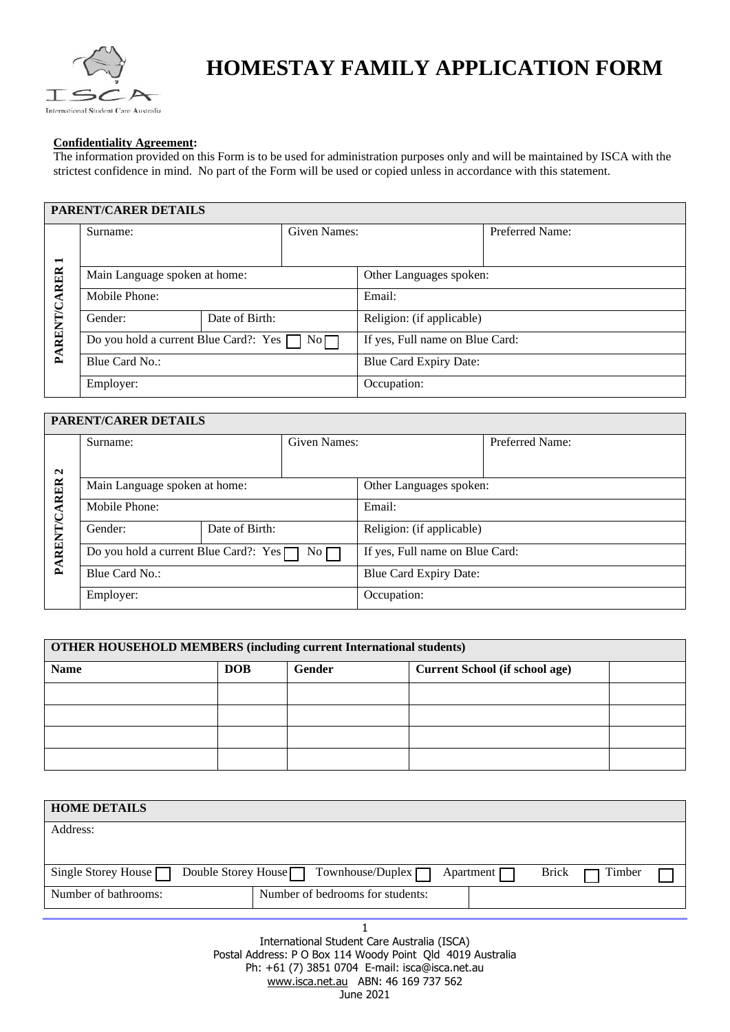# HOMESTAY FAMILY APPLICATION FORM

**Confidentiality Agreement:**
The information provided on this Form is to be used for administration purposes only and will be maintained by ISCA with the strictest confidence in mind. No part of the Form will be used or copied unless in accordance with this statement.

## PARENT/CARER DETAILS

**PARENT/CARER 1**

| Surname: | | Given Names: | Preferred Name: |
|---|---|---|---|
| Main Language spoken at home: | | Other Languages spoken: | |
| Mobile Phone: | | Email: | |
| Gender: | Date of Birth: | Religion: (if applicable) | |
| Do you hold a current Blue Card?: Yes ☐ No ☐ | | If yes, Full name on Blue Card: | |
| Blue Card No.: | | Blue Card Expiry Date: | |
| Employer: | | Occupation: | |

## PARENT/CARER DETAILS

**PARENT/CARER 2**

| Surname: | | Given Names: | Preferred Name: |
|---|---|---|---|
| Main Language spoken at home: | | Other Languages spoken: | |
| Mobile Phone: | | Email: | |
| Gender: | Date of Birth: | Religion: (if applicable) | |
| Do you hold a current Blue Card?: Yes ☐ No ☐ | | If yes, Full name on Blue Card: | |
| Blue Card No.: | | Blue Card Expiry Date: | |
| Employer: | | Occupation: | |

## OTHER HOUSEHOLD MEMBERS (including current International students)

| Name | DOB | Gender | Current School (if school age) | |
|---|---|---|---|---|
| | | | | |
| | | | | |
| | | | | |
| | | | | |

## HOME DETAILS

| Address: | | |
|---|---|---|
| Single Storey House ☐ Double Storey House ☐ Townhouse/Duplex ☐ Apartment ☐ Brick ☐ Timber ☐ | | |
| Number of bathrooms: | Number of bedrooms for students: | |

International Student Care Australia (ISCA)
Postal Address: P O Box 114 Woody Point Qld 4019 Australia
Ph: +61 (7) 3851 0704 E-mail: isca@isca.net.au
www.isca.net.au ABN: 46 169 737 562
June 2021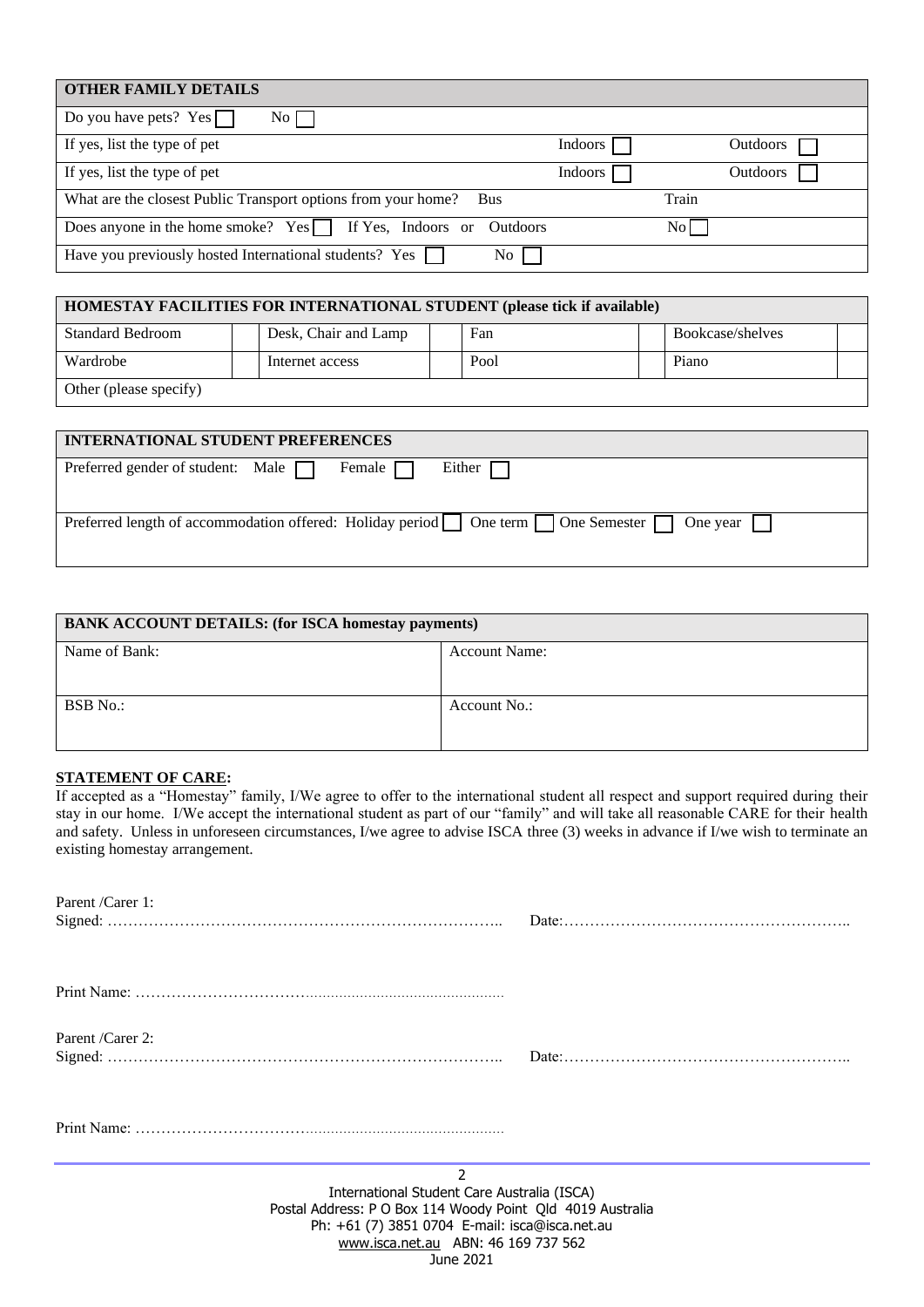| OTHER FAMILY DETAILS | | |
|---|---|---|
| Do you have pets? Yes ☐ No ☐ | | |
| If yes, list the type of pet | Indoors ☐ | Outdoors ☐ |
| If yes, list the type of pet | Indoors ☐ | Outdoors ☐ |
| What are the closest Public Transport options from your home? Bus | | Train |
| Does anyone in the home smoke? Yes ☐ If Yes, Indoors or Outdoors | | No ☐ |
| Have you previously hosted International students? Yes ☐ No ☐ | | |

| HOMESTAY FACILITIES FOR INTERNATIONAL STUDENT (please tick if available) | | | | | | | |
|---|---|---|---|---|---|---|---|
| Standard Bedroom | | Desk, Chair and Lamp | | Fan | | Bookcase/shelves | |
| Wardrobe | | Internet access | | Pool | | Piano | |
| Other (please specify) | | | | | | | |

| INTERNATIONAL STUDENT PREFERENCES |
|---|
| Preferred gender of student: Male ☐ Female ☐ Either ☐ |
| Preferred length of accommodation offered: Holiday period ☐ One term ☐ One Semester ☐ One year ☐ |

| BANK ACCOUNT DETAILS: (for ISCA homestay payments) | |
|---|---|
| Name of Bank: | Account Name: |
| BSB No.: | Account No.: |

**STATEMENT OF CARE:**

If accepted as a "Homestay" family, I/We agree to offer to the international student all respect and support required during their stay in our home. I/We accept the international student as part of our "family" and will take all reasonable CARE for their health and safety. Unless in unforeseen circumstances, I/we agree to advise ISCA three (3) weeks in advance if I/we wish to terminate an existing homestay arrangement.

Parent /Carer 1:

Signed: ………………………………………………………………….. Date:………………………………………………..

Print Name: ……………………………………………………………

Parent /Carer 2:

Signed: ………………………………………………………………….. Date:………………………………………………..

Print Name: ……………………………………………………………

International Student Care Australia (ISCA)
Postal Address: P O Box 114 Woody Point Qld 4019 Australia
Ph: +61 (7) 3851 0704 E-mail: isca@isca.net.au
www.isca.net.au ABN: 46 169 737 562
June 2021